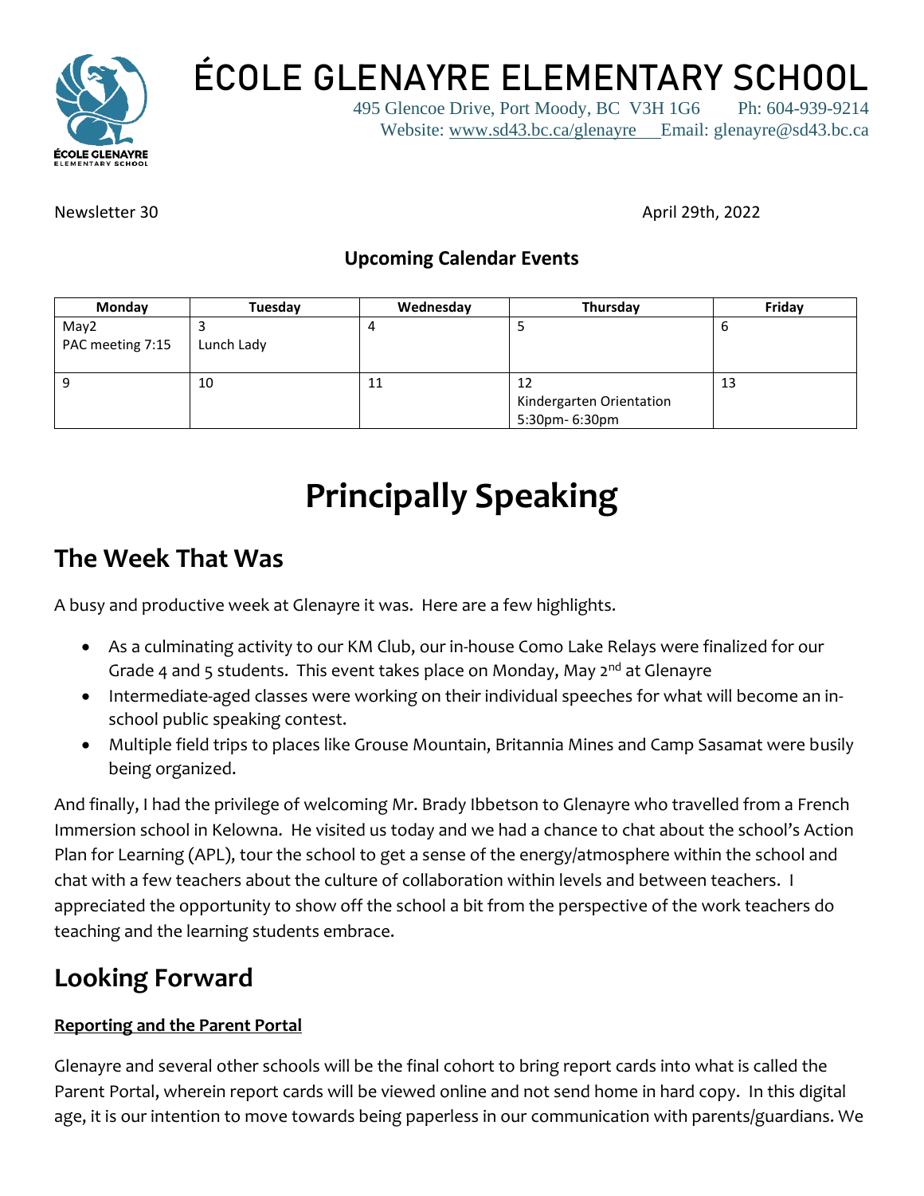# ÉCOLE GLENAYRE ELEMENTARY SCHOOL

495 Glencoe Drive, Port Moody, BC V3H 1G6 Ph: 604-939-9214
Website: www.sd43.bc.ca/glenayre Email: glenayre@sd43.bc.ca

Newsletter 30 April 29th, 2022

### Upcoming Calendar Events

| Monday | Tuesday | Wednesday | Thursday | Friday |
|---|---|---|---|---|
| May2<br>PAC meeting 7:15 | 3<br>Lunch Lady | 4 | 5 | 6 |
| 9 | 10 | 11 | 12<br>Kindergarten Orientation<br>5:30pm- 6:30pm | 13 |

# Principally Speaking

## The Week That Was

A busy and productive week at Glenayre it was. Here are a few highlights.

- As a culminating activity to our KM Club, our in-house Como Lake Relays were finalized for our Grade 4 and 5 students. This event takes place on Monday, May 2nd at Glenayre
- Intermediate-aged classes were working on their individual speeches for what will become an in-school public speaking contest.
- Multiple field trips to places like Grouse Mountain, Britannia Mines and Camp Sasamat were busily being organized.

And finally, I had the privilege of welcoming Mr. Brady Ibbetson to Glenayre who travelled from a French Immersion school in Kelowna. He visited us today and we had a chance to chat about the school's Action Plan for Learning (APL), tour the school to get a sense of the energy/atmosphere within the school and chat with a few teachers about the culture of collaboration within levels and between teachers. I appreciated the opportunity to show off the school a bit from the perspective of the work teachers do teaching and the learning students embrace.

## Looking Forward

**Reporting and the Parent Portal**

Glenayre and several other schools will be the final cohort to bring report cards into what is called the Parent Portal, wherein report cards will be viewed online and not send home in hard copy. In this digital age, it is our intention to move towards being paperless in our communication with parents/guardians. We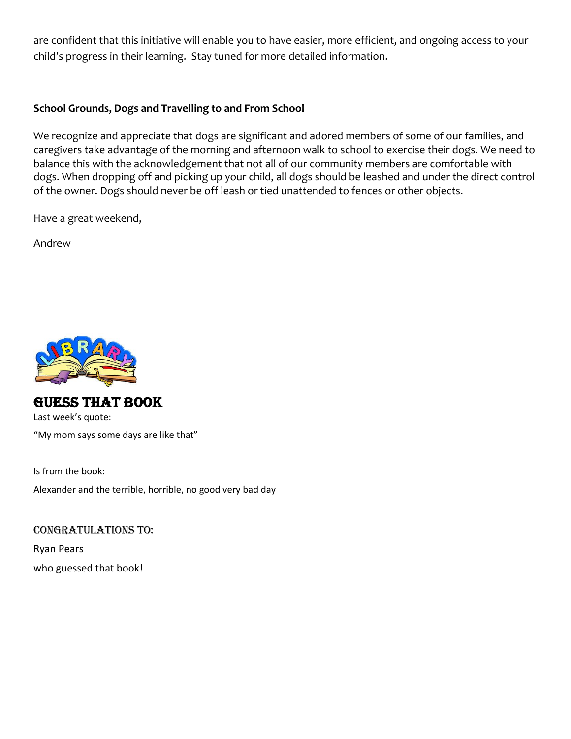are confident that this initiative will enable you to have easier, more efficient, and ongoing access to your child's progress in their learning. Stay tuned for more detailed information.

**School Grounds, Dogs and Travelling to and From School**

We recognize and appreciate that dogs are significant and adored members of some of our families, and caregivers take advantage of the morning and afternoon walk to school to exercise their dogs. We need to balance this with the acknowledgement that not all of our community members are comfortable with dogs. When dropping off and picking up your child, all dogs should be leashed and under the direct control of the owner. Dogs should never be off leash or tied unattended to fences or other objects.

Have a great weekend,

Andrew

## GUESS THAT BOOK

Last week's quote:

"My mom says some days are like that"

Is from the book:

Alexander and the terrible, horrible, no good very bad day

CONGRATULATIONS TO:

Ryan Pears

who guessed that book!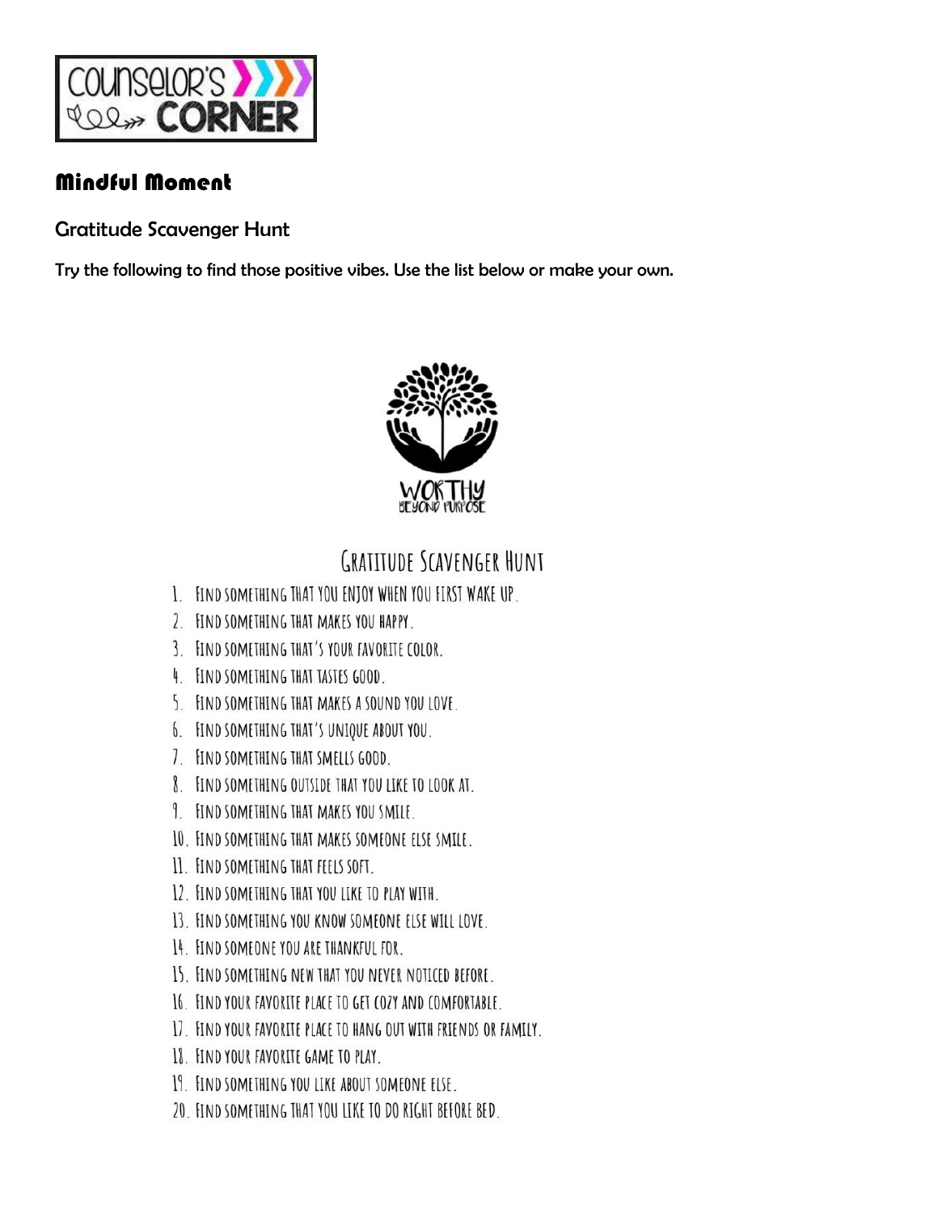COUNSELOR'S CORNER

## Mindful Moment

### Gratitude Scavenger Hunt

**Try the following to find those positive vibes. Use the list below or make your own.**

WORTHY
BEYOND PURPOSE

## Gratitude Scavenger Hunt

1. Find something that you enjoy when you first wake up.
2. Find something that makes you happy.
3. Find something that's your favorite color.
4. Find something that tastes good.
5. Find something that makes a sound you love.
6. Find something that's unique about you.
7. Find something that smells good.
8. Find something outside that you like to look at.
9. Find something that makes you smile.
10. Find something that makes someone else smile.
11. Find something that feels soft.
12. Find something that you like to play with.
13. Find something you know someone else will love.
14. Find someone you are thankful for.
15. Find something new that you never noticed before.
16. Find your favorite place to get cozy and comfortable.
17. Find your favorite place to hang out with friends or family.
18. Find your favorite game to play.
19. Find something you like about someone else.
20. Find something that you like to do right before bed.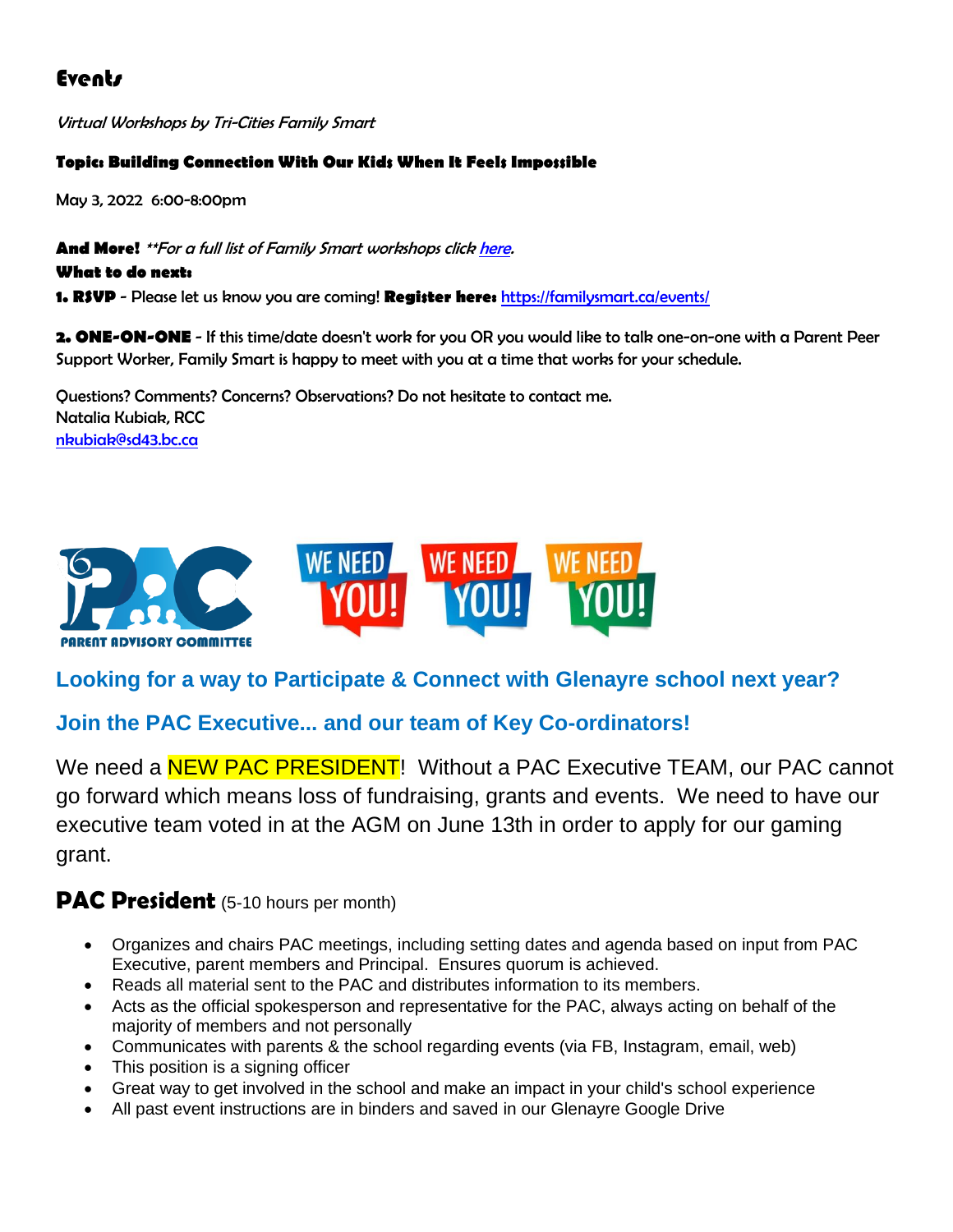## Events

*Virtual Workshops by Tri-Cities Family Smart*

**Topic: Building Connection With Our Kids When It Feels Impossible**

May 3, 2022 6:00-8:00pm

**And More!** *\*\*For a full list of Family Smart workshops click [here](#).*

**What to do next:**

**1. RSVP** - Please let us know you are coming! **Register here:** https://familysmart.ca/events/

**2. ONE-ON-ONE** - If this time/date doesn't work for you OR you would like to talk one-on-one with a Parent Peer Support Worker, Family Smart is happy to meet with you at a time that works for your schedule.

Questions? Comments? Concerns? Observations? Do not hesitate to contact me.
Natalia Kubiak, RCC
nkubiak@sd43.bc.ca

### Looking for a way to Participate & Connect with Glenayre school next year?

### Join the PAC Executive... and our team of Key Co-ordinators!

We need a NEW PAC PRESIDENT! Without a PAC Executive TEAM, our PAC cannot go forward which means loss of fundraising, grants and events. We need to have our executive team voted in at the AGM on June 13th in order to apply for our gaming grant.

## PAC President (5-10 hours per month)

- Organizes and chairs PAC meetings, including setting dates and agenda based on input from PAC Executive, parent members and Principal. Ensures quorum is achieved.
- Reads all material sent to the PAC and distributes information to its members.
- Acts as the official spokesperson and representative for the PAC, always acting on behalf of the majority of members and not personally
- Communicates with parents & the school regarding events (via FB, Instagram, email, web)
- This position is a signing officer
- Great way to get involved in the school and make an impact in your child's school experience
- All past event instructions are in binders and saved in our Glenayre Google Drive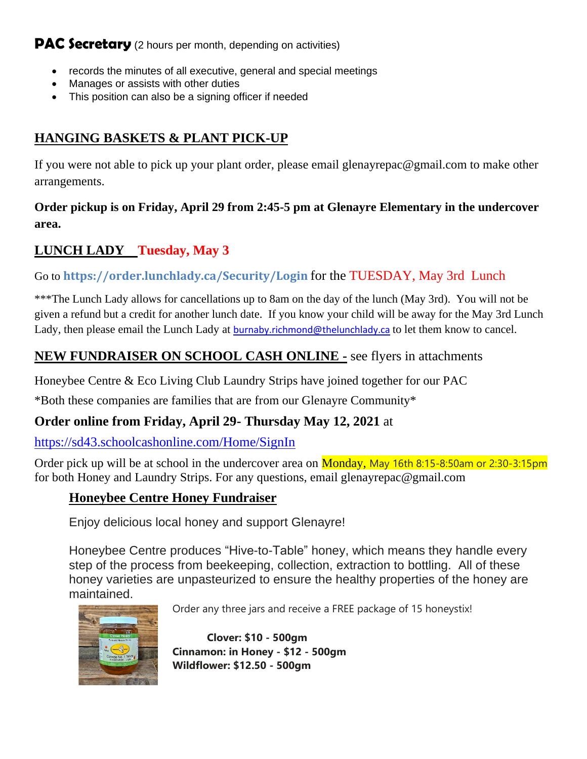## PAC Secretary (2 hours per month, depending on activities)

- records the minutes of all executive, general and special meetings
- Manages or assists with other duties
- This position can also be a signing officer if needed

## HANGING BASKETS & PLANT PICK-UP

If you were not able to pick up your plant order, please email glenayrepac@gmail.com to make other arrangements.

**Order pickup is on Friday, April 29 from 2:45-5 pm at Glenayre Elementary in the undercover area.**

## LUNCH LADY Tuesday, May 3

Go to **https://order.lunchlady.ca/Security/Login** for the TUESDAY, May 3rd Lunch

***The Lunch Lady allows for cancellations up to 8am on the day of the lunch (May 3rd). You will not be given a refund but a credit for another lunch date. If you know your child will be away for the May 3rd Lunch Lady, then please email the Lunch Lady at burnaby.richmond@thelunchlady.ca to let them know to cancel.

## NEW FUNDRAISER ON SCHOOL CASH ONLINE - see flyers in attachments

Honeybee Centre & Eco Living Club Laundry Strips have joined together for our PAC

*Both these companies are families that are from our Glenayre Community*

**Order online from Friday, April 29- Thursday May 12, 2021** at

https://sd43.schoolcashonline.com/Home/SignIn

Order pick up will be at school in the undercover area on Monday, May 16th 8:15-8:50am or 2:30-3:15pm for both Honey and Laundry Strips. For any questions, email glenayrepac@gmail.com

### Honeybee Centre Honey Fundraiser

Enjoy delicious local honey and support Glenayre!

Honeybee Centre produces "Hive-to-Table" honey, which means they handle every step of the process from beekeeping, collection, extraction to bottling. All of these honey varieties are unpasteurized to ensure the healthy properties of the honey are maintained.

Order any three jars and receive a FREE package of 15 honeystix!

**Clover: $10 - 500gm**
**Cinnamon: in Honey - $12 - 500gm**
**Wildflower: $12.50 - 500gm**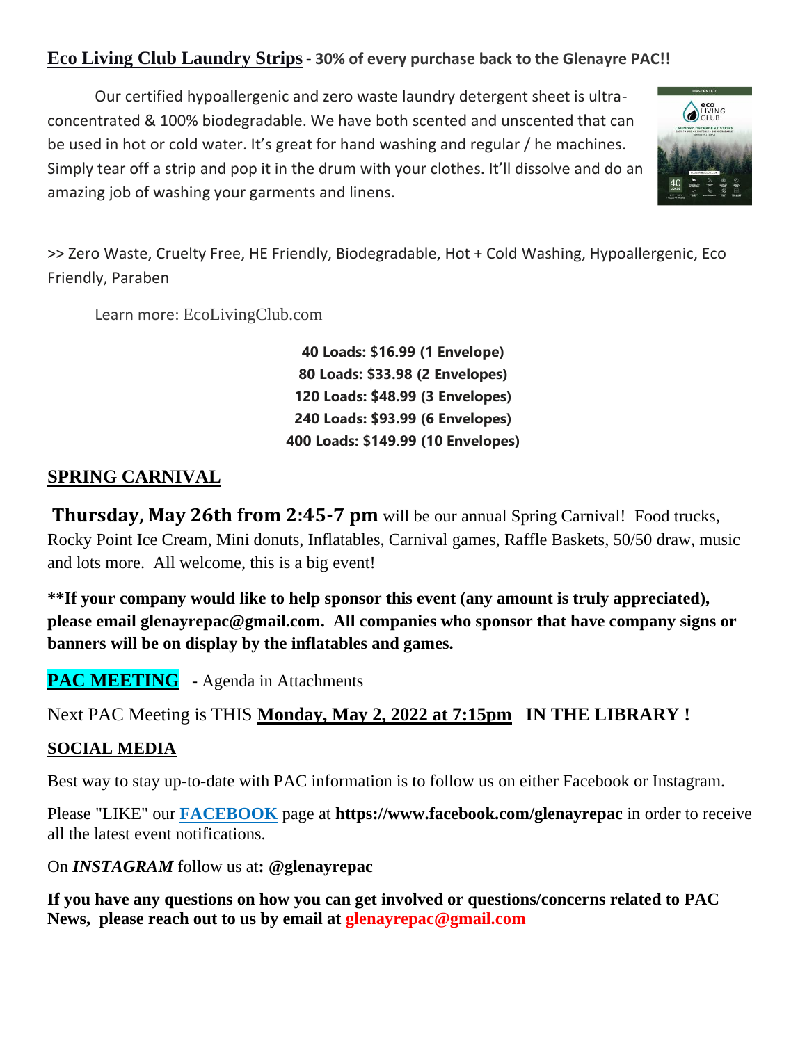## Eco Living Club Laundry Strips - 30% of every purchase back to the Glenayre PAC!!

Our certified hypoallergenic and zero waste laundry detergent sheet is ultra-concentrated & 100% biodegradable. We have both scented and unscented that can be used in hot or cold water. It's great for hand washing and regular / he machines. Simply tear off a strip and pop it in the drum with your clothes. It'll dissolve and do an amazing job of washing your garments and linens.

>> Zero Waste, Cruelty Free, HE Friendly, Biodegradable, Hot + Cold Washing, Hypoallergenic, Eco Friendly, Paraben

Learn more: EcoLivingClub.com

**40 Loads: $16.99 (1 Envelope)**
**80 Loads: $33.98 (2 Envelopes)**
**120 Loads: $48.99 (3 Envelopes)**
**240 Loads: $93.99 (6 Envelopes)**
**400 Loads: $149.99 (10 Envelopes)**

## SPRING CARNIVAL

**Thursday, May 26th from 2:45-7 pm** will be our annual Spring Carnival! Food trucks, Rocky Point Ice Cream, Mini donuts, Inflatables, Carnival games, Raffle Baskets, 50/50 draw, music and lots more. All welcome, this is a big event!

****If your company would like to help sponsor this event (any amount is truly appreciated), please email glenayrepac@gmail.com. All companies who sponsor that have company signs or banners will be on display by the inflatables and games.**

## PAC MEETING - Agenda in Attachments

Next PAC Meeting is THIS **Monday, May 2, 2022 at 7:15pm** **IN THE LIBRARY !**

## SOCIAL MEDIA

Best way to stay up-to-date with PAC information is to follow us on either Facebook or Instagram.

Please "LIKE" our **FACEBOOK** page at **https://www.facebook.com/glenayrepac** in order to receive all the latest event notifications.

On ***INSTAGRAM*** follow us at**: @glenayrepac**

**If you have any questions on how you can get involved or questions/concerns related to PAC News, please reach out to us by email at glenayrepac@gmail.com**